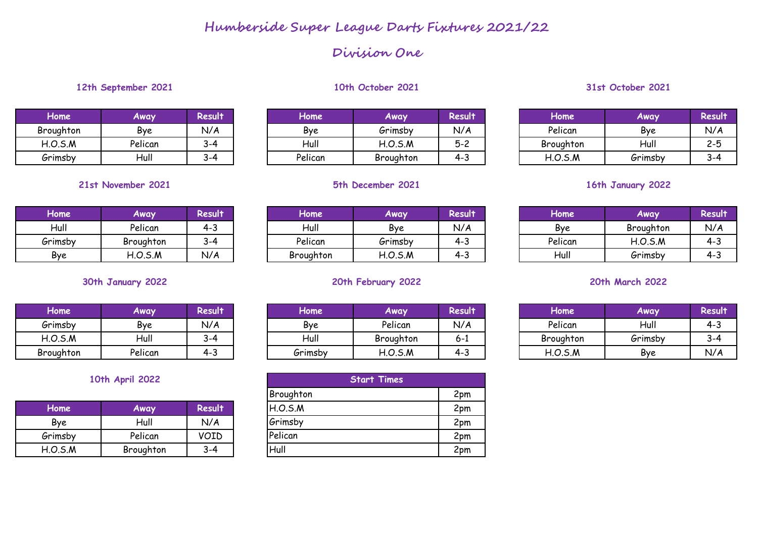# Humberside Super League Darts Fixtures 2021/22

## Division One

### 12th September 2021

| Home | Away | Result |
|---|---|---|
| Broughton | Bye | N/A |
| H.O.S.M | Pelican | 3-4 |
| Grimsby | Hull | 3-4 |

### 10th October 2021

| Home | Away | Result |
|---|---|---|
| Bye | Grimsby | N/A |
| Hull | H.O.S.M | 5-2 |
| Pelican | Broughton | 4-3 |

### 31st October 2021

| Home | Away | Result |
|---|---|---|
| Pelican | Bye | N/A |
| Broughton | Hull | 2-5 |
| H.O.S.M | Grimsby | 3-4 |

### 21st November 2021

| Home | Away | Result |
|---|---|---|
| Hull | Pelican | 4-3 |
| Grimsby | Broughton | 3-4 |
| Bye | H.O.S.M | N/A |

### 5th December 2021

| Home | Away | Result |
|---|---|---|
| Hull | Bye | N/A |
| Pelican | Grimsby | 4-3 |
| Broughton | H.O.S.M | 4-3 |

### 16th January 2022

| Home | Away | Result |
|---|---|---|
| Bye | Broughton | N/A |
| Pelican | H.O.S.M | 4-3 |
| Hull | Grimsby | 4-3 |

### 30th January 2022

| Home | Away | Result |
|---|---|---|
| Grimsby | Bye | N/A |
| H.O.S.M | Hull | 3-4 |
| Broughton | Pelican | 4-3 |

### 20th February 2022

| Home | Away | Result |
|---|---|---|
| Bye | Pelican | N/A |
| Hull | Broughton | 6-1 |
| Grimsby | H.O.S.M | 4-3 |

### 20th March 2022

| Home | Away | Result |
|---|---|---|
| Pelican | Hull | 4-3 |
| Broughton | Grimsby | 3-4 |
| H.O.S.M | Bye | N/A |

### 10th April 2022

| Home | Away | Result |
|---|---|---|
| Bye | Hull | N/A |
| Grimsby | Pelican | VOID |
| H.O.S.M | Broughton | 3-4 |

| Start Times | |
|---|---|
| Broughton | 2pm |
| H.O.S.M | 2pm |
| Grimsby | 2pm |
| Pelican | 2pm |
| Hull | 2pm |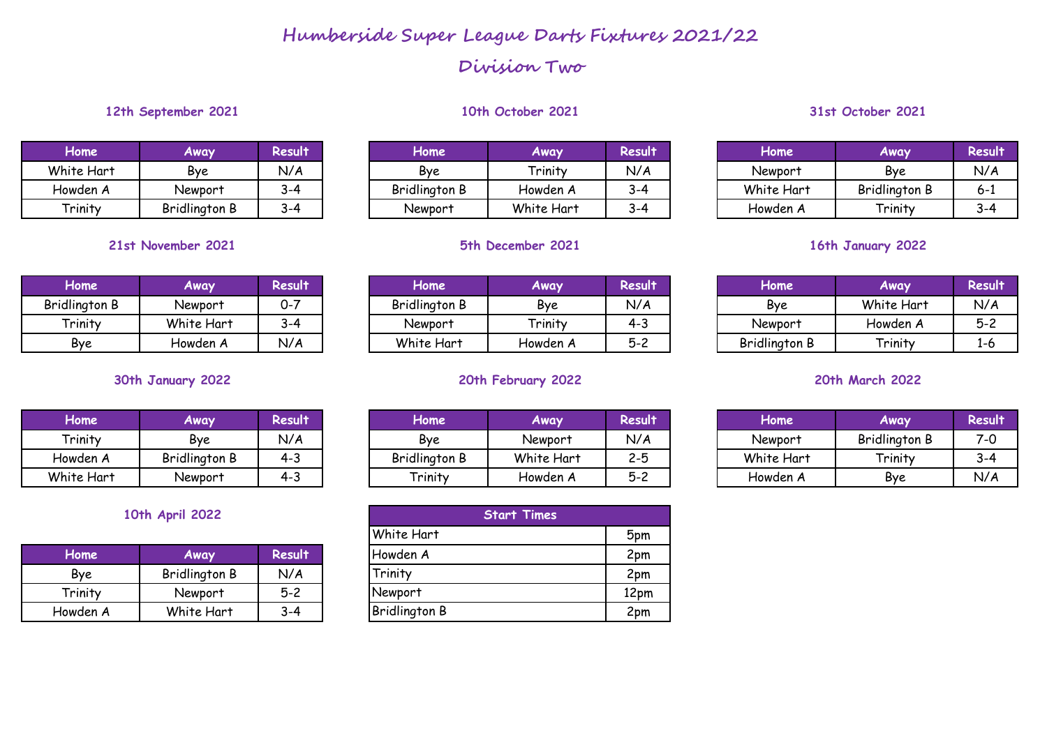# Humberside Super League Darts Fixtures 2021/22

## Division Two

### 12th September 2021

| Home | Away | Result |
|---|---|---|
| White Hart | Bye | N/A |
| Howden A | Newport | 3-4 |
| Trinity | Bridlington B | 3-4 |

### 10th October 2021

| Home | Away | Result |
|---|---|---|
| Bye | Trinity | N/A |
| Bridlington B | Howden A | 3-4 |
| Newport | White Hart | 3-4 |

### 31st October 2021

| Home | Away | Result |
|---|---|---|
| Newport | Bye | N/A |
| White Hart | Bridlington B | 6-1 |
| Howden A | Trinity | 3-4 |

### 21st November 2021

| Home | Away | Result |
|---|---|---|
| Bridlington B | Newport | 0-7 |
| Trinity | White Hart | 3-4 |
| Bye | Howden A | N/A |

### 5th December 2021

| Home | Away | Result |
|---|---|---|
| Bridlington B | Bye | N/A |
| Newport | Trinity | 4-3 |
| White Hart | Howden A | 5-2 |

### 16th January 2022

| Home | Away | Result |
|---|---|---|
| Bye | White Hart | N/A |
| Newport | Howden A | 5-2 |
| Bridlington B | Trinity | 1-6 |

### 30th January 2022

| Home | Away | Result |
|---|---|---|
| Trinity | Bye | N/A |
| Howden A | Bridlington B | 4-3 |
| White Hart | Newport | 4-3 |

### 20th February 2022

| Home | Away | Result |
|---|---|---|
| Bye | Newport | N/A |
| Bridlington B | White Hart | 2-5 |
| Trinity | Howden A | 5-2 |

### 20th March 2022

| Home | Away | Result |
|---|---|---|
| Newport | Bridlington B | 7-0 |
| White Hart | Trinity | 3-4 |
| Howden A | Bye | N/A |

### 10th April 2022

| Home | Away | Result |
|---|---|---|
| Bye | Bridlington B | N/A |
| Trinity | Newport | 5-2 |
| Howden A | White Hart | 3-4 |

| Start Times | |
|---|---|
| White Hart | 5pm |
| Howden A | 2pm |
| Trinity | 2pm |
| Newport | 12pm |
| Bridlington B | 2pm |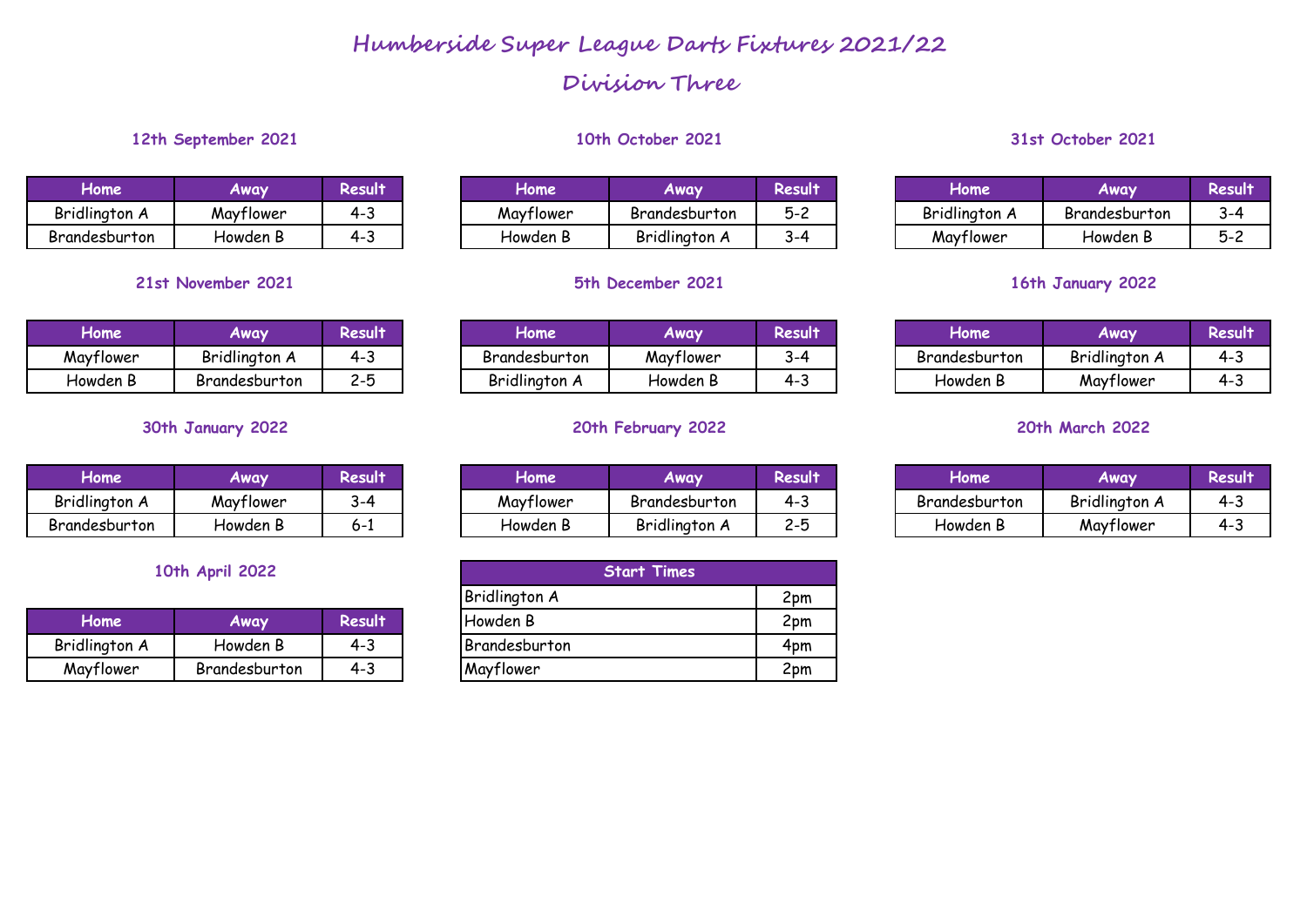# Humberside Super League Darts Fixtures 2021/22

## Division Three

### 12th September 2021

| Home | Away | Result |
|---|---|---|
| Bridlington A | Mayflower | 4-3 |
| Brandesburton | Howden B | 4-3 |

### 10th October 2021

| Home | Away | Result |
|---|---|---|
| Mayflower | Brandesburton | 5-2 |
| Howden B | Bridlington A | 3-4 |

### 31st October 2021

| Home | Away | Result |
|---|---|---|
| Bridlington A | Brandesburton | 3-4 |
| Mayflower | Howden B | 5-2 |

### 21st November 2021

| Home | Away | Result |
|---|---|---|
| Mayflower | Bridlington A | 4-3 |
| Howden B | Brandesburton | 2-5 |

### 5th December 2021

| Home | Away | Result |
|---|---|---|
| Brandesburton | Mayflower | 3-4 |
| Bridlington A | Howden B | 4-3 |

### 16th January 2022

| Home | Away | Result |
|---|---|---|
| Brandesburton | Bridlington A | 4-3 |
| Howden B | Mayflower | 4-3 |

### 30th January 2022

| Home | Away | Result |
|---|---|---|
| Bridlington A | Mayflower | 3-4 |
| Brandesburton | Howden B | 6-1 |

### 20th February 2022

| Home | Away | Result |
|---|---|---|
| Mayflower | Brandesburton | 4-3 |
| Howden B | Bridlington A | 2-5 |

### 20th March 2022

| Home | Away | Result |
|---|---|---|
| Brandesburton | Bridlington A | 4-3 |
| Howden B | Mayflower | 4-3 |

### 10th April 2022

| Home | Away | Result |
|---|---|---|
| Bridlington A | Howden B | 4-3 |
| Mayflower | Brandesburton | 4-3 |

| Start Times | |
|---|---|
| Bridlington A | 2pm |
| Howden B | 2pm |
| Brandesburton | 4pm |
| Mayflower | 2pm |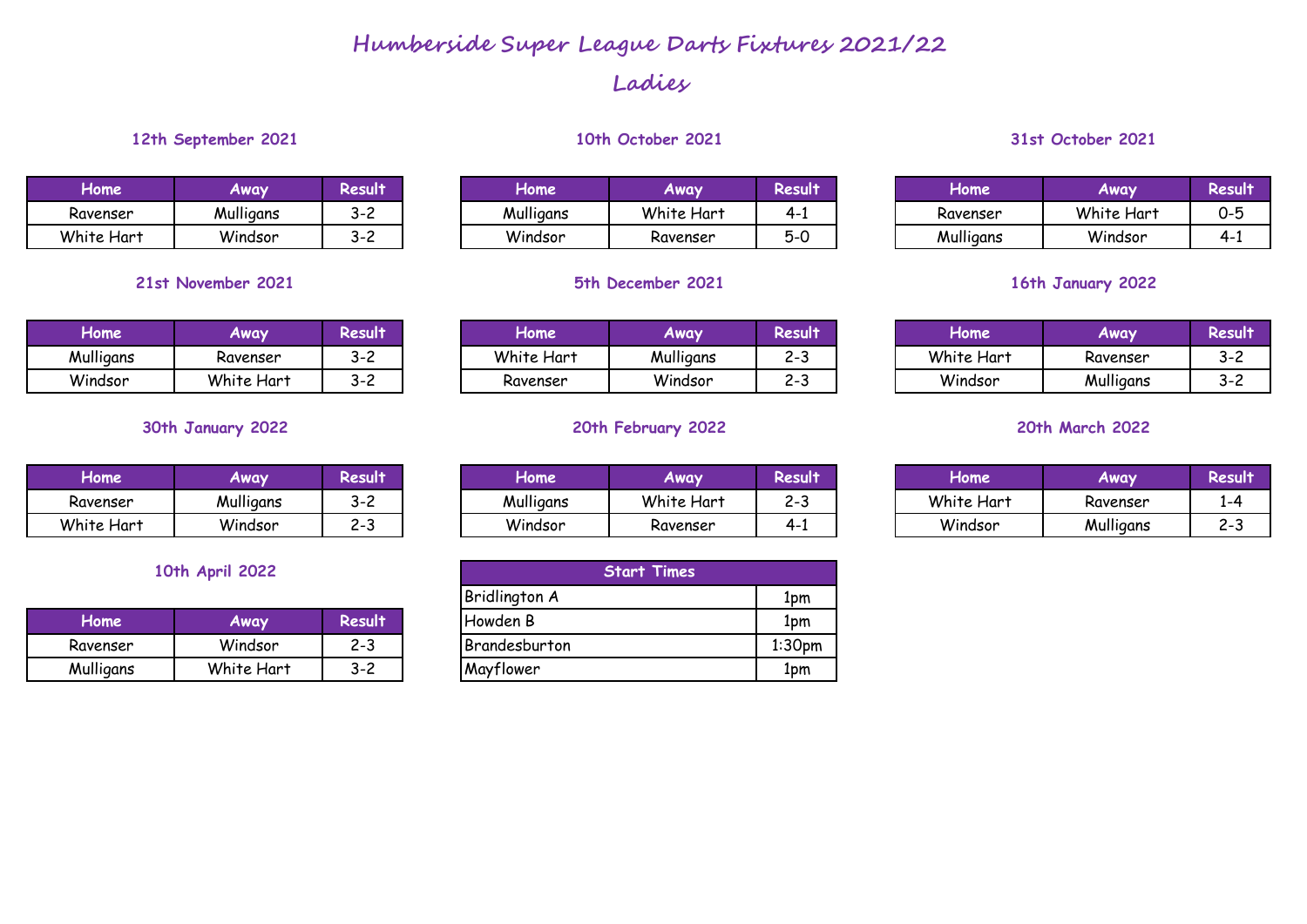# Humberside Super League Darts Fixtures 2021/22

## Ladies

### 12th September 2021

| Home | Away | Result |
|---|---|---|
| Ravenser | Mulligans | 3-2 |
| White Hart | Windsor | 3-2 |

### 10th October 2021

| Home | Away | Result |
|---|---|---|
| Mulligans | White Hart | 4-1 |
| Windsor | Ravenser | 5-0 |

### 31st October 2021

| Home | Away | Result |
|---|---|---|
| Ravenser | White Hart | 0-5 |
| Mulligans | Windsor | 4-1 |

### 21st November 2021

| Home | Away | Result |
|---|---|---|
| Mulligans | Ravenser | 3-2 |
| Windsor | White Hart | 3-2 |

### 5th December 2021

| Home | Away | Result |
|---|---|---|
| White Hart | Mulligans | 2-3 |
| Ravenser | Windsor | 2-3 |

### 16th January 2022

| Home | Away | Result |
|---|---|---|
| White Hart | Ravenser | 3-2 |
| Windsor | Mulligans | 3-2 |

### 30th January 2022

| Home | Away | Result |
|---|---|---|
| Ravenser | Mulligans | 3-2 |
| White Hart | Windsor | 2-3 |

### 20th February 2022

| Home | Away | Result |
|---|---|---|
| Mulligans | White Hart | 2-3 |
| Windsor | Ravenser | 4-1 |

### 20th March 2022

| Home | Away | Result |
|---|---|---|
| White Hart | Ravenser | 1-4 |
| Windsor | Mulligans | 2-3 |

### 10th April 2022

| Home | Away | Result |
|---|---|---|
| Ravenser | Windsor | 2-3 |
| Mulligans | White Hart | 3-2 |

| Start Times | |
|---|---|
| Bridlington A | 1pm |
| Howden B | 1pm |
| Brandesburton | 1:30pm |
| Mayflower | 1pm |